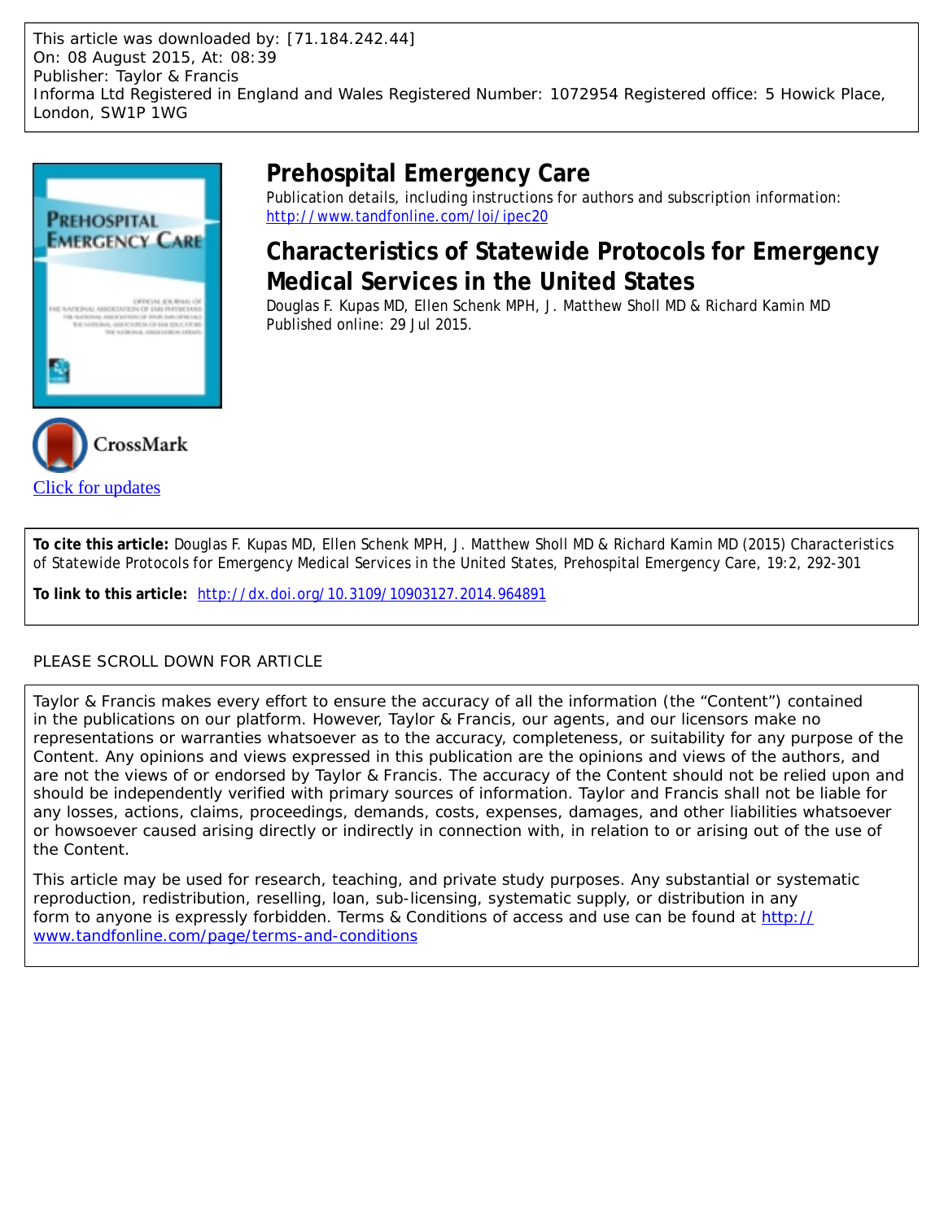This article was downloaded by: [71.184.242.44]
On: 08 August 2015, At: 08:39
Publisher: Taylor & Francis
Informa Ltd Registered in England and Wales Registered Number: 1072954 Registered office: 5 Howick Place, London, SW1P 1WG

# Prehospital Emergency Care

Publication details, including instructions for authors and subscription information:
http://www.tandfonline.com/loi/ipec20

## Characteristics of Statewide Protocols for Emergency Medical Services in the United States

Douglas F. Kupas MD, Ellen Schenk MPH, J. Matthew Sholl MD & Richard Kamin MD
Published online: 29 Jul 2015.

Click for updates

**To cite this article:** Douglas F. Kupas MD, Ellen Schenk MPH, J. Matthew Sholl MD & Richard Kamin MD (2015) Characteristics of Statewide Protocols for Emergency Medical Services in the United States, Prehospital Emergency Care, 19:2, 292-301

**To link to this article:** http://dx.doi.org/10.3109/10903127.2014.964891

PLEASE SCROLL DOWN FOR ARTICLE

Taylor & Francis makes every effort to ensure the accuracy of all the information (the "Content") contained in the publications on our platform. However, Taylor & Francis, our agents, and our licensors make no representations or warranties whatsoever as to the accuracy, completeness, or suitability for any purpose of the Content. Any opinions and views expressed in this publication are the opinions and views of the authors, and are not the views of or endorsed by Taylor & Francis. The accuracy of the Content should not be relied upon and should be independently verified with primary sources of information. Taylor and Francis shall not be liable for any losses, actions, claims, proceedings, demands, costs, expenses, damages, and other liabilities whatsoever or howsoever caused arising directly or indirectly in connection with, in relation to or arising out of the use of the Content.

This article may be used for research, teaching, and private study purposes. Any substantial or systematic reproduction, redistribution, reselling, loan, sub-licensing, systematic supply, or distribution in any form to anyone is expressly forbidden. Terms & Conditions of access and use can be found at http://www.tandfonline.com/page/terms-and-conditions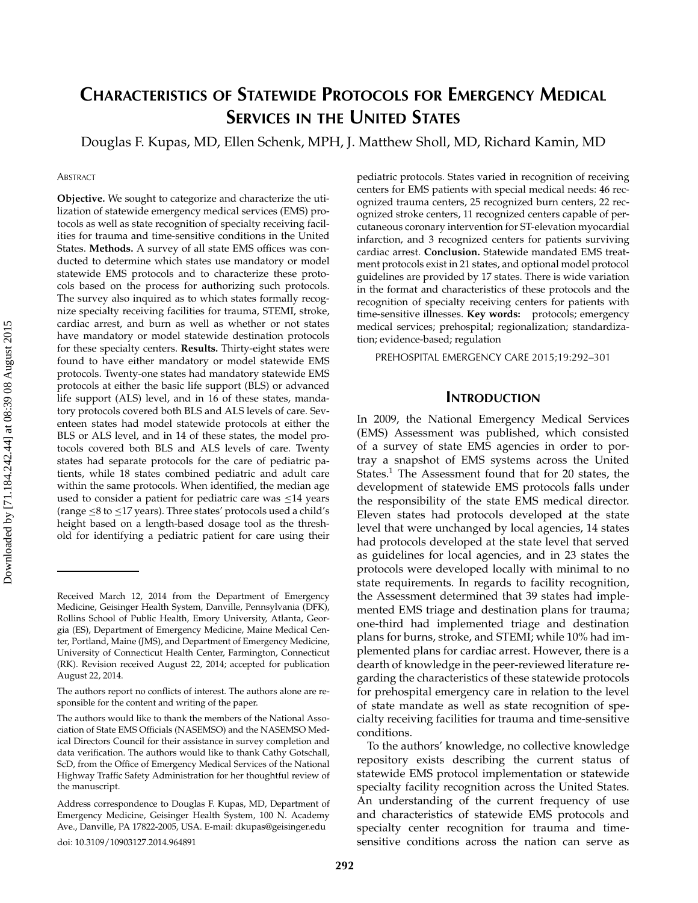# Characteristics of Statewide Protocols for Emergency Medical Services in the United States

Douglas F. Kupas, MD, Ellen Schenk, MPH, J. Matthew Sholl, MD, Richard Kamin, MD

Abstract

**Objective.** We sought to categorize and characterize the utilization of statewide emergency medical services (EMS) protocols as well as state recognition of specialty receiving facilities for trauma and time-sensitive conditions in the United States. **Methods.** A survey of all state EMS offices was conducted to determine which states use mandatory or model statewide EMS protocols and to characterize these protocols based on the process for authorizing such protocols. The survey also inquired as to which states formally recognize specialty receiving facilities for trauma, STEMI, stroke, cardiac arrest, and burn as well as whether or not states have mandatory or model statewide destination protocols for these specialty centers. **Results.** Thirty-eight states were found to have either mandatory or model statewide EMS protocols. Twenty-one states had mandatory statewide EMS protocols at either the basic life support (BLS) or advanced life support (ALS) level, and in 16 of these states, mandatory protocols covered both BLS and ALS levels of care. Seventeen states had model statewide protocols at either the BLS or ALS level, and in 14 of these states, the model protocols covered both BLS and ALS levels of care. Twenty states had separate protocols for the care of pediatric patients, while 18 states combined pediatric and adult care within the same protocols. When identified, the median age used to consider a patient for pediatric care was ≤14 years (range ≤8 to ≤17 years). Three states' protocols used a child's height based on a length-based dosage tool as the threshold for identifying a pediatric patient for care using their pediatric protocols. States varied in recognition of receiving centers for EMS patients with special medical needs: 46 recognized trauma centers, 25 recognized burn centers, 22 recognized stroke centers, 11 recognized centers capable of percutaneous coronary intervention for ST-elevation myocardial infarction, and 3 recognized centers for patients surviving cardiac arrest. **Conclusion.** Statewide mandated EMS treatment protocols exist in 21 states, and optional model protocol guidelines are provided by 17 states. There is wide variation in the format and characteristics of these protocols and the recognition of specialty receiving centers for patients with time-sensitive illnesses. **Key words:** protocols; emergency medical services; prehospital; regionalization; standardization; evidence-based; regulation

PREHOSPITAL EMERGENCY CARE 2015;19:292–301

## Introduction

In 2009, the National Emergency Medical Services (EMS) Assessment was published, which consisted of a survey of state EMS agencies in order to portray a snapshot of EMS systems across the United States.[1] The Assessment found that for 20 states, the development of statewide EMS protocols falls under the responsibility of the state EMS medical director. Eleven states had protocols developed at the state level that were unchanged by local agencies, 14 states had protocols developed at the state level that served as guidelines for local agencies, and in 23 states the protocols were developed locally with minimal to no state requirements. In regards to facility recognition, the Assessment determined that 39 states had implemented EMS triage and destination plans for trauma; one-third had implemented triage and destination plans for burns, stroke, and STEMI; while 10% had implemented plans for cardiac arrest. However, there is a dearth of knowledge in the peer-reviewed literature regarding the characteristics of these statewide protocols for prehospital emergency care in relation to the level of state mandate as well as state recognition of specialty receiving facilities for trauma and time-sensitive conditions.

To the authors' knowledge, no collective knowledge repository exists describing the current status of statewide EMS protocol implementation or statewide specialty facility recognition across the United States. An understanding of the current frequency of use and characteristics of statewide EMS protocols and specialty center recognition for trauma and time-sensitive conditions across the nation can serve as

---

Received March 12, 2014 from the Department of Emergency Medicine, Geisinger Health System, Danville, Pennsylvania (DFK), Rollins School of Public Health, Emory University, Atlanta, Georgia (ES), Department of Emergency Medicine, Maine Medical Center, Portland, Maine (JMS), and Department of Emergency Medicine, University of Connecticut Health Center, Farmington, Connecticut (RK). Revision received August 22, 2014; accepted for publication August 22, 2014.

The authors report no conflicts of interest. The authors alone are responsible for the content and writing of the paper.

The authors would like to thank the members of the National Association of State EMS Officials (NASEMSO) and the NASEMSO Medical Directors Council for their assistance in survey completion and data verification. The authors would like to thank Cathy Gotschall, ScD, from the Office of Emergency Medical Services of the National Highway Traffic Safety Administration for her thoughtful review of the manuscript.

Address correspondence to Douglas F. Kupas, MD, Department of Emergency Medicine, Geisinger Health System, 100 N. Academy Ave., Danville, PA 17822-2005, USA. E-mail: dkupas@geisinger.edu

doi: 10.3109/10903127.2014.964891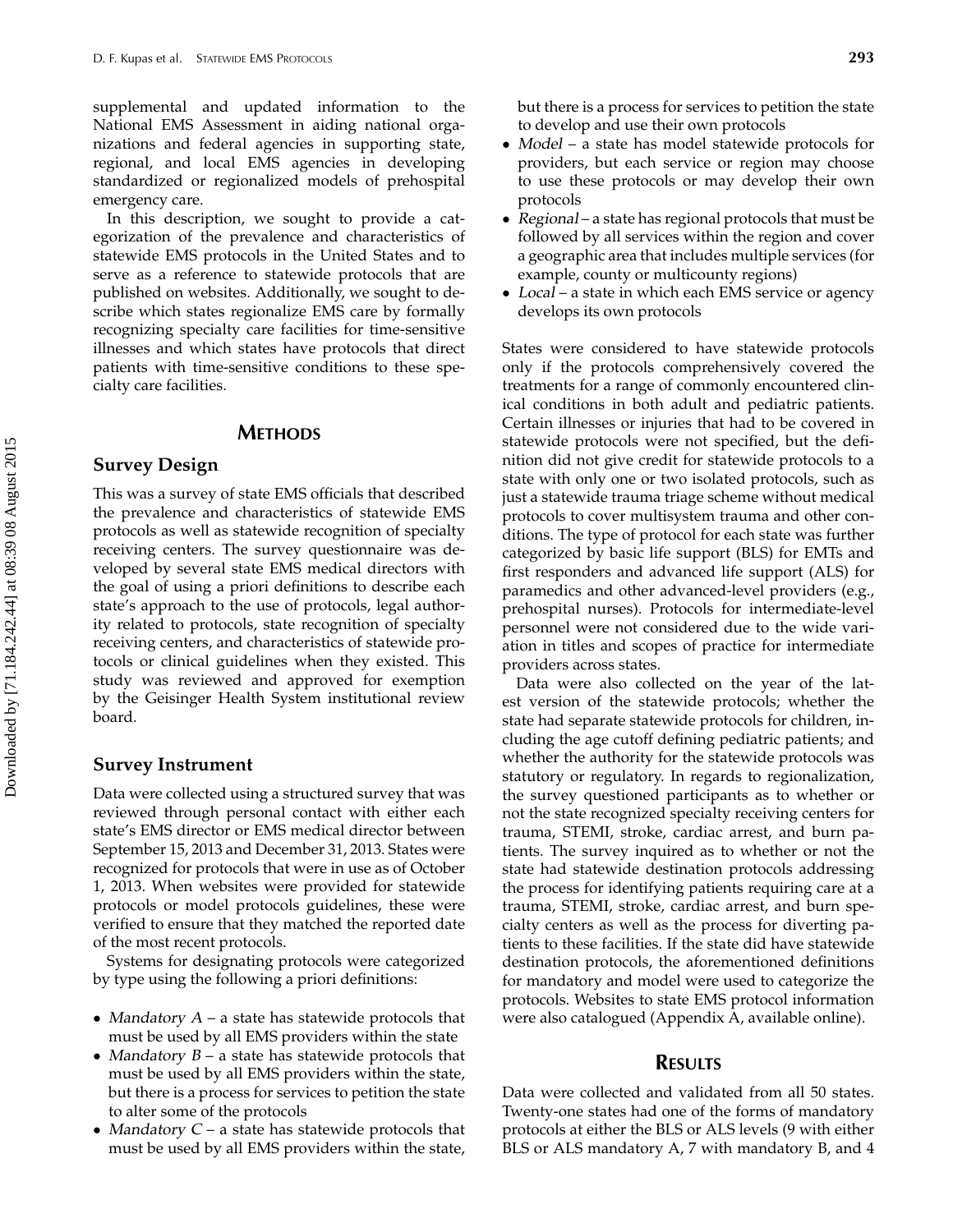supplemental and updated information to the National EMS Assessment in aiding national organizations and federal agencies in supporting state, regional, and local EMS agencies in developing standardized or regionalized models of prehospital emergency care.

In this description, we sought to provide a categorization of the prevalence and characteristics of statewide EMS protocols in the United States and to serve as a reference to statewide protocols that are published on websites. Additionally, we sought to describe which states regionalize EMS care by formally recognizing specialty care facilities for time-sensitive illnesses and which states have protocols that direct patients with time-sensitive conditions to these specialty care facilities.

## Methods

### Survey Design

This was a survey of state EMS officials that described the prevalence and characteristics of statewide EMS protocols as well as statewide recognition of specialty receiving centers. The survey questionnaire was developed by several state EMS medical directors with the goal of using a priori definitions to describe each state's approach to the use of protocols, legal authority related to protocols, state recognition of specialty receiving centers, and characteristics of statewide protocols or clinical guidelines when they existed. This study was reviewed and approved for exemption by the Geisinger Health System institutional review board.

### Survey Instrument

Data were collected using a structured survey that was reviewed through personal contact with either each state's EMS director or EMS medical director between September 15, 2013 and December 31, 2013. States were recognized for protocols that were in use as of October 1, 2013. When websites were provided for statewide protocols or model protocols guidelines, these were verified to ensure that they matched the reported date of the most recent protocols.

Systems for designating protocols were categorized by type using the following a priori definitions:

- *Mandatory A* – a state has statewide protocols that must be used by all EMS providers within the state
- *Mandatory B* – a state has statewide protocols that must be used by all EMS providers within the state, but there is a process for services to petition the state to alter some of the protocols
- *Mandatory C* – a state has statewide protocols that must be used by all EMS providers within the state, but there is a process for services to petition the state to develop and use their own protocols
- *Model* – a state has model statewide protocols for providers, but each service or region may choose to use these protocols or may develop their own protocols
- *Regional* – a state has regional protocols that must be followed by all services within the region and cover a geographic area that includes multiple services (for example, county or multicounty regions)
- *Local* – a state in which each EMS service or agency develops its own protocols

States were considered to have statewide protocols only if the protocols comprehensively covered the treatments for a range of commonly encountered clinical conditions in both adult and pediatric patients. Certain illnesses or injuries that had to be covered in statewide protocols were not specified, but the definition did not give credit for statewide protocols to a state with only one or two isolated protocols, such as just a statewide trauma triage scheme without medical protocols to cover multisystem trauma and other conditions. The type of protocol for each state was further categorized by basic life support (BLS) for EMTs and first responders and advanced life support (ALS) for paramedics and other advanced-level providers (e.g., prehospital nurses). Protocols for intermediate-level personnel were not considered due to the wide variation in titles and scopes of practice for intermediate providers across states.

Data were also collected on the year of the latest version of the statewide protocols; whether the state had separate statewide protocols for children, including the age cutoff defining pediatric patients; and whether the authority for the statewide protocols was statutory or regulatory. In regards to regionalization, the survey questioned participants as to whether or not the state recognized specialty receiving centers for trauma, STEMI, stroke, cardiac arrest, and burn patients. The survey inquired as to whether or not the state had statewide destination protocols addressing the process for identifying patients requiring care at a trauma, STEMI, stroke, cardiac arrest, and burn specialty centers as well as the process for diverting patients to these facilities. If the state did have statewide destination protocols, the aforementioned definitions for mandatory and model were used to categorize the protocols. Websites to state EMS protocol information were also catalogued (Appendix A, available online).

## Results

Data were collected and validated from all 50 states. Twenty-one states had one of the forms of mandatory protocols at either the BLS or ALS levels (9 with either BLS or ALS mandatory A, 7 with mandatory B, and 4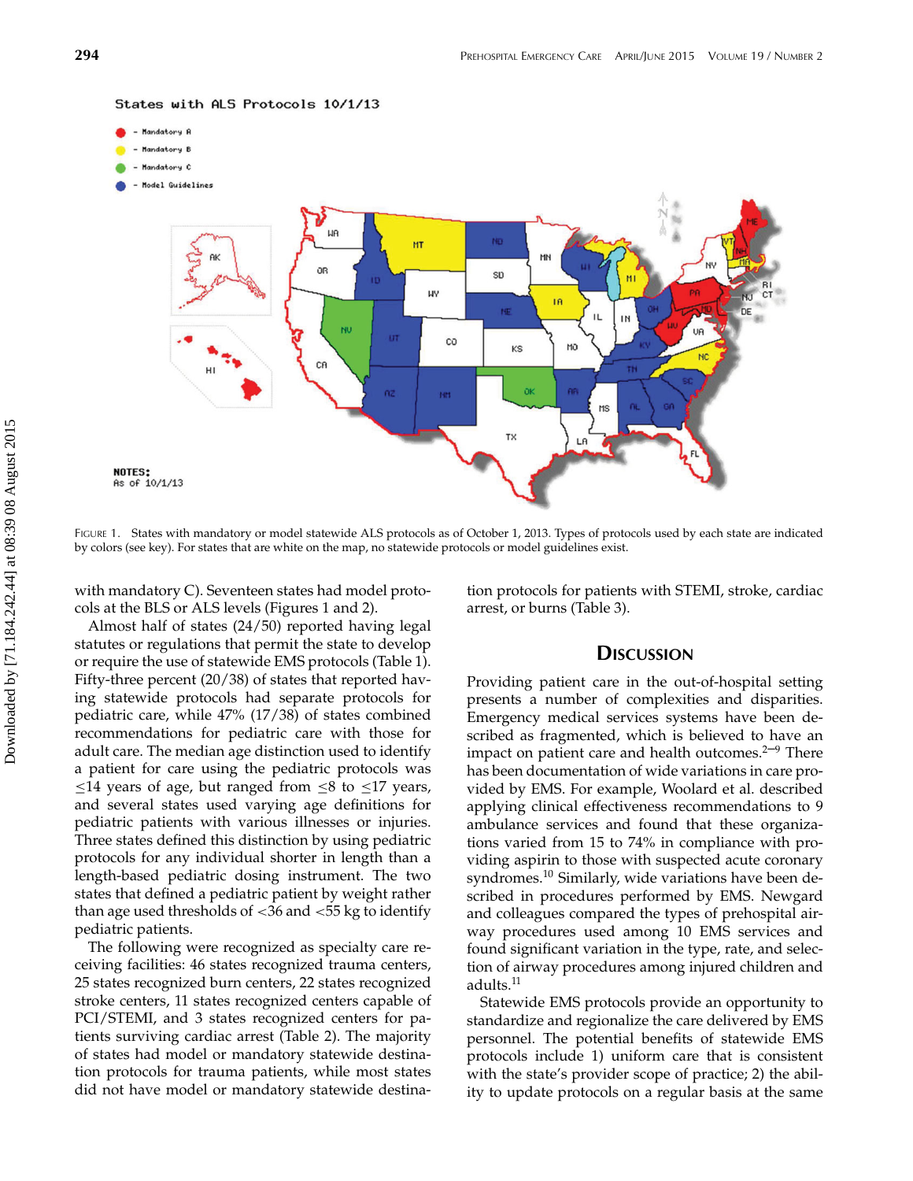FIGURE 1. States with mandatory or model statewide ALS protocols as of October 1, 2013. Types of protocols used by each state are indicated by colors (see key). For states that are white on the map, no statewide protocols or model guidelines exist.

with mandatory C). Seventeen states had model protocols at the BLS or ALS levels (Figures 1 and 2).

Almost half of states (24/50) reported having legal statutes or regulations that permit the state to develop or require the use of statewide EMS protocols (Table 1). Fifty-three percent (20/38) of states that reported having statewide protocols had separate protocols for pediatric care, while 47% (17/38) of states combined recommendations for pediatric care with those for adult care. The median age distinction used to identify a patient for care using the pediatric protocols was ≤14 years of age, but ranged from ≤8 to ≤17 years, and several states used varying age definitions for pediatric patients with various illnesses or injuries. Three states defined this distinction by using pediatric protocols for any individual shorter in length than a length-based pediatric dosing instrument. The two states that defined a pediatric patient by weight rather than age used thresholds of <36 and <55 kg to identify pediatric patients.

The following were recognized as specialty care receiving facilities: 46 states recognized trauma centers, 25 states recognized burn centers, 22 states recognized stroke centers, 11 states recognized centers capable of PCI/STEMI, and 3 states recognized centers for patients surviving cardiac arrest (Table 2). The majority of states had model or mandatory statewide destination protocols for trauma patients, while most states did not have model or mandatory statewide destination protocols for patients with STEMI, stroke, cardiac arrest, or burns (Table 3).

## DISCUSSION

Providing patient care in the out-of-hospital setting presents a number of complexities and disparities. Emergency medical services systems have been described as fragmented, which is believed to have an impact on patient care and health outcomes.[2–9] There has been documentation of wide variations in care provided by EMS. For example, Woolard et al. described applying clinical effectiveness recommendations to 9 ambulance services and found that these organizations varied from 15 to 74% in compliance with providing aspirin to those with suspected acute coronary syndromes.[10] Similarly, wide variations have been described in procedures performed by EMS. Newgard and colleagues compared the types of prehospital airway procedures used among 10 EMS services and found significant variation in the type, rate, and selection of airway procedures among injured children and adults.[11]

Statewide EMS protocols provide an opportunity to standardize and regionalize the care delivered by EMS personnel. The potential benefits of statewide EMS protocols include 1) uniform care that is consistent with the state's provider scope of practice; 2) the ability to update protocols on a regular basis at the same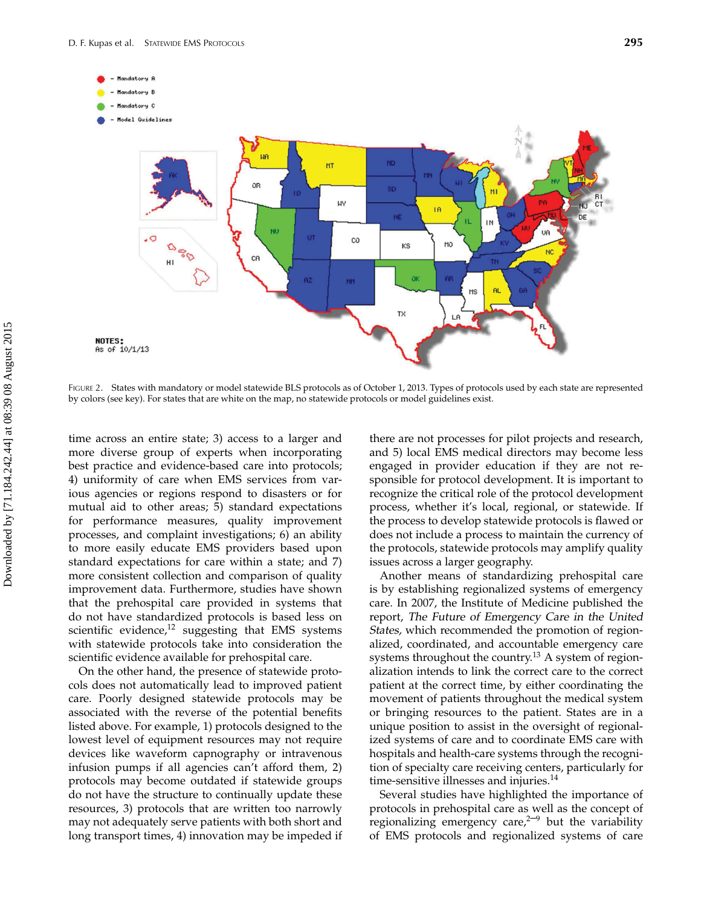FIGURE 2. States with mandatory or model statewide BLS protocols as of October 1, 2013. Types of protocols used by each state are represented by colors (see key). For states that are white on the map, no statewide protocols or model guidelines exist.

time across an entire state; 3) access to a larger and more diverse group of experts when incorporating best practice and evidence-based care into protocols; 4) uniformity of care when EMS services from various agencies or regions respond to disasters or for mutual aid to other areas; 5) standard expectations for performance measures, quality improvement processes, and complaint investigations; 6) an ability to more easily educate EMS providers based upon standard expectations for care within a state; and 7) more consistent collection and comparison of quality improvement data. Furthermore, studies have shown that the prehospital care provided in systems that do not have standardized protocols is based less on scientific evidence,[12] suggesting that EMS systems with statewide protocols take into consideration the scientific evidence available for prehospital care.

On the other hand, the presence of statewide protocols does not automatically lead to improved patient care. Poorly designed statewide protocols may be associated with the reverse of the potential benefits listed above. For example, 1) protocols designed to the lowest level of equipment resources may not require devices like waveform capnography or intravenous infusion pumps if all agencies can't afford them, 2) protocols may become outdated if statewide groups do not have the structure to continually update these resources, 3) protocols that are written too narrowly may not adequately serve patients with both short and long transport times, 4) innovation may be impeded if there are not processes for pilot projects and research, and 5) local EMS medical directors may become less engaged in provider education if they are not responsible for protocol development. It is important to recognize the critical role of the protocol development process, whether it's local, regional, or statewide. If the process to develop statewide protocols is flawed or does not include a process to maintain the currency of the protocols, statewide protocols may amplify quality issues across a larger geography.

Another means of standardizing prehospital care is by establishing regionalized systems of emergency care. In 2007, the Institute of Medicine published the report, *The Future of Emergency Care in the United States,* which recommended the promotion of regionalized, coordinated, and accountable emergency care systems throughout the country.[13] A system of regionalization intends to link the correct care to the correct patient at the correct time, by either coordinating the movement of patients throughout the medical system or bringing resources to the patient. States are in a unique position to assist in the oversight of regionalized systems of care and to coordinate EMS care with hospitals and health-care systems through the recognition of specialty care receiving centers, particularly for time-sensitive illnesses and injuries.[14]

Several studies have highlighted the importance of protocols in prehospital care as well as the concept of regionalizing emergency care,[2–9] but the variability of EMS protocols and regionalized systems of care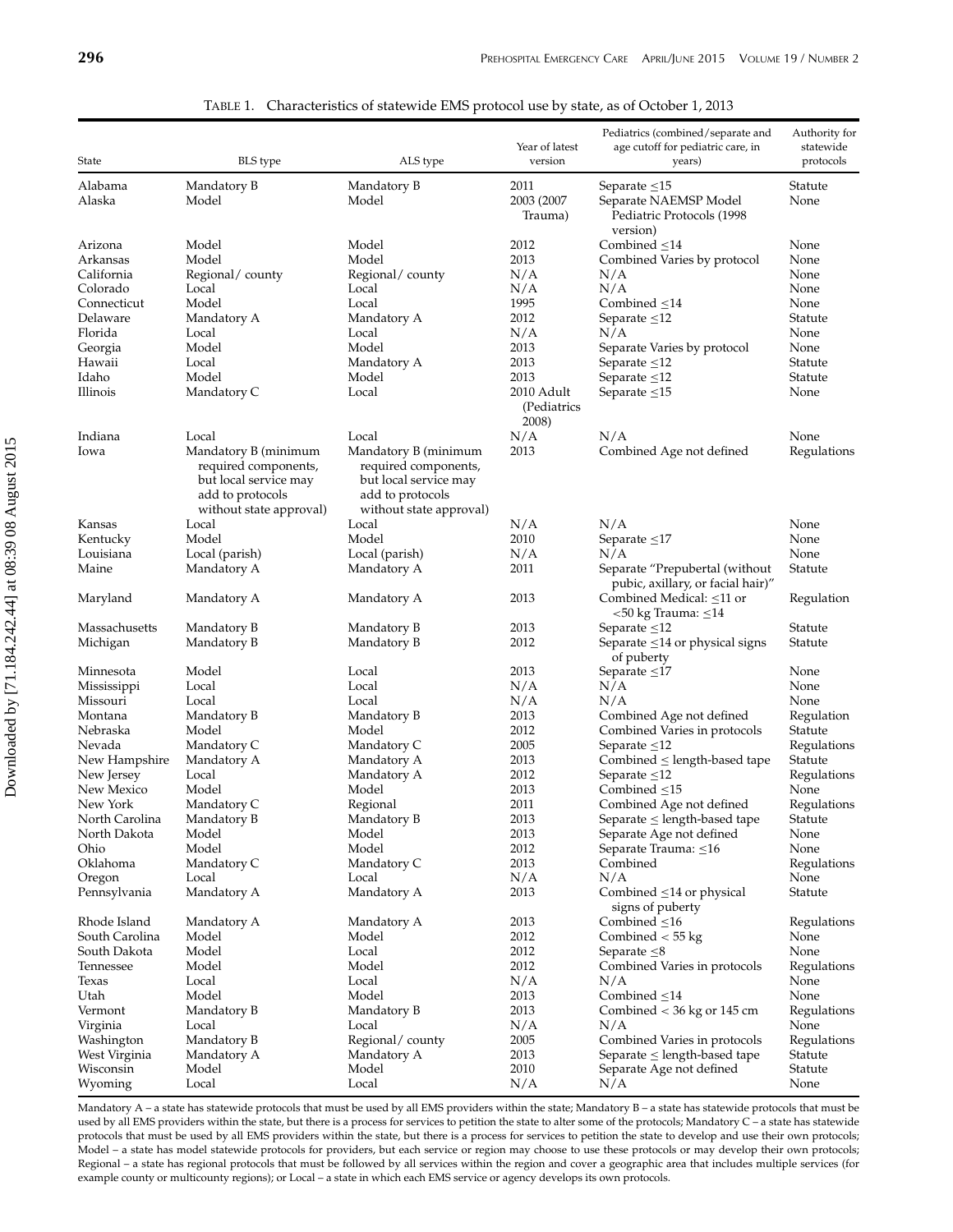Table 1. Characteristics of statewide EMS protocol use by state, as of October 1, 2013

| State | BLS type | ALS type | Year of latest version | Pediatrics (combined/separate and age cutoff for pediatric care, in years) | Authority for statewide protocols |
|---|---|---|---|---|---|
| Alabama | Mandatory B | Mandatory B | 2011 | Separate ≤15 | Statute |
| Alaska | Model | Model | 2003 (2007 Trauma) | Separate NAEMSP Model Pediatric Protocols (1998 version) | None |
| Arizona | Model | Model | 2012 | Combined ≤14 | None |
| Arkansas | Model | Model | 2013 | Combined Varies by protocol | None |
| California | Regional/ county | Regional/ county | N/A | N/A | None |
| Colorado | Local | Local | N/A | N/A | None |
| Connecticut | Model | Local | 1995 | Combined ≤14 | None |
| Delaware | Mandatory A | Mandatory A | 2012 | Separate ≤12 | Statute |
| Florida | Local | Local | N/A | N/A | None |
| Georgia | Model | Model | 2013 | Separate Varies by protocol | None |
| Hawaii | Local | Mandatory A | 2013 | Separate ≤12 | Statute |
| Idaho | Model | Model | 2013 | Separate ≤12 | Statute |
| Illinois | Mandatory C | Local | 2010 Adult (Pediatrics 2008) | Separate ≤15 | None |
| Indiana | Local | Local | N/A | N/A | None |
| Iowa | Mandatory B (minimum required components, but local service may add to protocols without state approval) | Mandatory B (minimum required components, but local service may add to protocols without state approval) | 2013 | Combined Age not defined | Regulations |
| Kansas | Local | Local | N/A | N/A | None |
| Kentucky | Model | Model | 2010 | Separate ≤17 | None |
| Louisiana | Local (parish) | Local (parish) | N/A | N/A | None |
| Maine | Mandatory A | Mandatory A | 2011 | Separate "Prepubertal (without pubic, axillary, or facial hair)" | Statute |
| Maryland | Mandatory A | Mandatory A | 2013 | Combined Medical: ≤11 or <50 kg Trauma: ≤14 | Regulation |
| Massachusetts | Mandatory B | Mandatory B | 2013 | Separate ≤12 | Statute |
| Michigan | Mandatory B | Mandatory B | 2012 | Separate ≤14 or physical signs of puberty | Statute |
| Minnesota | Model | Local | 2013 | Separate ≤17 | None |
| Mississippi | Local | Local | N/A | N/A | None |
| Missouri | Local | Local | N/A | N/A | None |
| Montana | Mandatory B | Mandatory B | 2013 | Combined Age not defined | Regulation |
| Nebraska | Model | Model | 2012 | Combined Varies in protocols | Statute |
| Nevada | Mandatory C | Mandatory C | 2005 | Separate ≤12 | Regulations |
| New Hampshire | Mandatory A | Mandatory A | 2013 | Combined ≤ length-based tape | Statute |
| New Jersey | Local | Mandatory A | 2012 | Separate ≤12 | Regulations |
| New Mexico | Model | Model | 2013 | Combined ≤15 | None |
| New York | Mandatory C | Regional | 2011 | Combined Age not defined | Regulations |
| North Carolina | Mandatory B | Mandatory B | 2013 | Separate ≤ length-based tape | Statute |
| North Dakota | Model | Model | 2013 | Separate Age not defined | None |
| Ohio | Model | Model | 2012 | Separate Trauma: ≤16 | None |
| Oklahoma | Mandatory C | Mandatory C | 2013 | Combined | Regulations |
| Oregon | Local | Local | N/A | N/A | None |
| Pennsylvania | Mandatory A | Mandatory A | 2013 | Combined ≤14 or physical signs of puberty | Statute |
| Rhode Island | Mandatory A | Mandatory A | 2013 | Combined ≤16 | Regulations |
| South Carolina | Model | Model | 2012 | Combined < 55 kg | None |
| South Dakota | Model | Local | 2012 | Separate ≤8 | None |
| Tennessee | Model | Model | 2012 | Combined Varies in protocols | Regulations |
| Texas | Local | Local | N/A | N/A | None |
| Utah | Model | Model | 2013 | Combined ≤14 | None |
| Vermont | Mandatory B | Mandatory B | 2013 | Combined < 36 kg or 145 cm | Regulations |
| Virginia | Local | Local | N/A | N/A | None |
| Washington | Mandatory B | Regional/ county | 2005 | Combined Varies in protocols | Regulations |
| West Virginia | Mandatory A | Mandatory A | 2013 | Separate ≤ length-based tape | Statute |
| Wisconsin | Model | Model | 2010 | Separate Age not defined | Statute |
| Wyoming | Local | Local | N/A | N/A | None |

Mandatory A – a state has statewide protocols that must be used by all EMS providers within the state; Mandatory B – a state has statewide protocols that must be used by all EMS providers within the state, but there is a process for services to petition the state to alter some of the protocols; Mandatory C – a state has statewide protocols that must be used by all EMS providers within the state, but there is a process for services to petition the state to develop and use their own protocols; Model – a state has model statewide protocols for providers, but each service or region may choose to use these protocols or may develop their own protocols; Regional – a state has regional protocols that must be followed by all services within the region and cover a geographic area that includes multiple services (for example county or multicounty regions); or Local – a state in which each EMS service or agency develops its own protocols.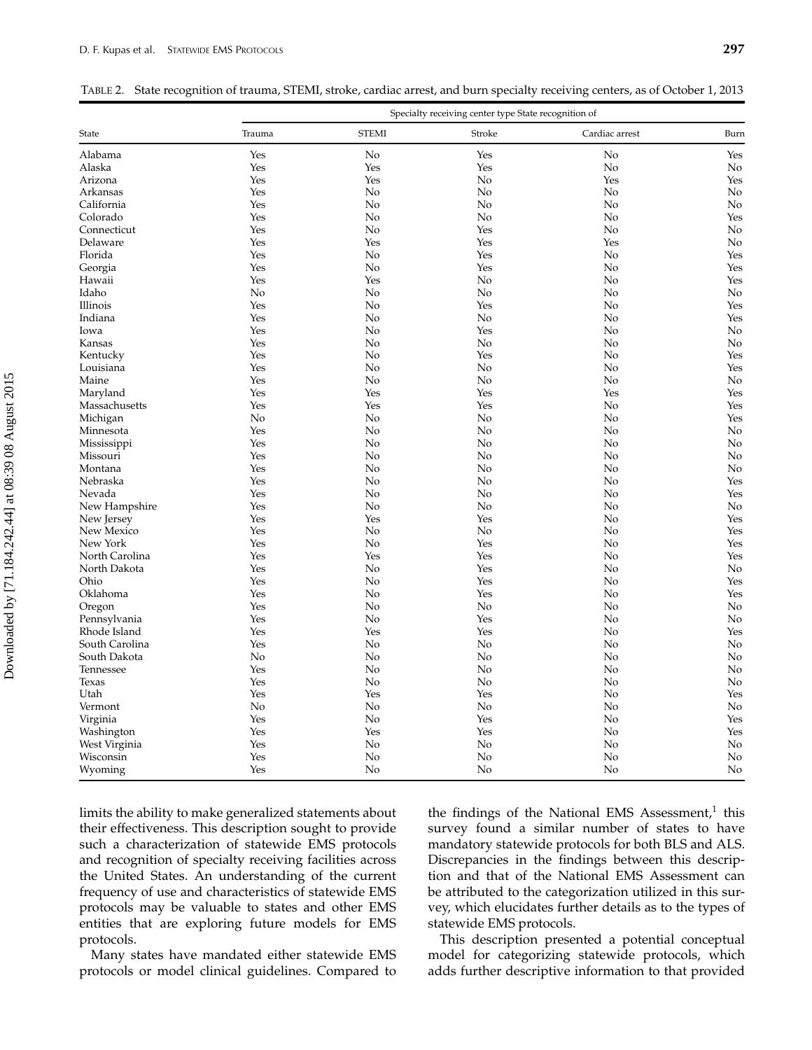TABLE 2. State recognition of trauma, STEMI, stroke, cardiac arrest, and burn specialty receiving centers, as of October 1, 2013

| State | Specialty receiving center type State recognition of | | | | |
|---|---|---|---|---|---|
| | Trauma | STEMI | Stroke | Cardiac arrest | Burn |
| Alabama | Yes | No | Yes | No | Yes |
| Alaska | Yes | Yes | Yes | No | No |
| Arizona | Yes | Yes | No | Yes | Yes |
| Arkansas | Yes | No | No | No | No |
| California | Yes | No | No | No | No |
| Colorado | Yes | No | No | No | Yes |
| Connecticut | Yes | No | Yes | No | No |
| Delaware | Yes | Yes | Yes | Yes | No |
| Florida | Yes | No | Yes | No | Yes |
| Georgia | Yes | No | Yes | No | Yes |
| Hawaii | Yes | Yes | No | No | Yes |
| Idaho | No | No | No | No | No |
| Illinois | Yes | No | Yes | No | Yes |
| Indiana | Yes | No | No | No | Yes |
| Iowa | Yes | No | Yes | No | No |
| Kansas | Yes | No | No | No | No |
| Kentucky | Yes | No | Yes | No | Yes |
| Louisiana | Yes | No | No | No | Yes |
| Maine | Yes | No | No | No | No |
| Maryland | Yes | Yes | Yes | Yes | Yes |
| Massachusetts | Yes | Yes | Yes | No | Yes |
| Michigan | No | No | No | No | Yes |
| Minnesota | Yes | No | No | No | No |
| Mississippi | Yes | No | No | No | No |
| Missouri | Yes | No | No | No | No |
| Montana | Yes | No | No | No | No |
| Nebraska | Yes | No | No | No | Yes |
| Nevada | Yes | No | No | No | Yes |
| New Hampshire | Yes | No | No | No | No |
| New Jersey | Yes | Yes | Yes | No | Yes |
| New Mexico | Yes | No | No | No | Yes |
| New York | Yes | No | Yes | No | Yes |
| North Carolina | Yes | Yes | Yes | No | Yes |
| North Dakota | Yes | No | Yes | No | No |
| Ohio | Yes | No | Yes | No | Yes |
| Oklahoma | Yes | No | Yes | No | Yes |
| Oregon | Yes | No | No | No | No |
| Pennsylvania | Yes | No | Yes | No | No |
| Rhode Island | Yes | Yes | Yes | No | Yes |
| South Carolina | Yes | No | No | No | No |
| South Dakota | No | No | No | No | No |
| Tennessee | Yes | No | No | No | No |
| Texas | Yes | No | No | No | No |
| Utah | Yes | Yes | Yes | No | Yes |
| Vermont | No | No | No | No | No |
| Virginia | Yes | No | Yes | No | Yes |
| Washington | Yes | Yes | Yes | No | Yes |
| West Virginia | Yes | No | No | No | No |
| Wisconsin | Yes | No | No | No | No |
| Wyoming | Yes | No | No | No | No |

limits the ability to make generalized statements about their effectiveness. This description sought to provide such a characterization of statewide EMS protocols and recognition of specialty receiving facilities across the United States. An understanding of the current frequency of use and characteristics of statewide EMS protocols may be valuable to states and other EMS entities that are exploring future models for EMS protocols.

Many states have mandated either statewide EMS protocols or model clinical guidelines. Compared to the findings of the National EMS Assessment,[1] this survey found a similar number of states to have mandatory statewide protocols for both BLS and ALS. Discrepancies in the findings between this description and that of the National EMS Assessment can be attributed to the categorization utilized in this survey, which elucidates further details as to the types of statewide EMS protocols.

This description presented a potential conceptual model for categorizing statewide protocols, which adds further descriptive information to that provided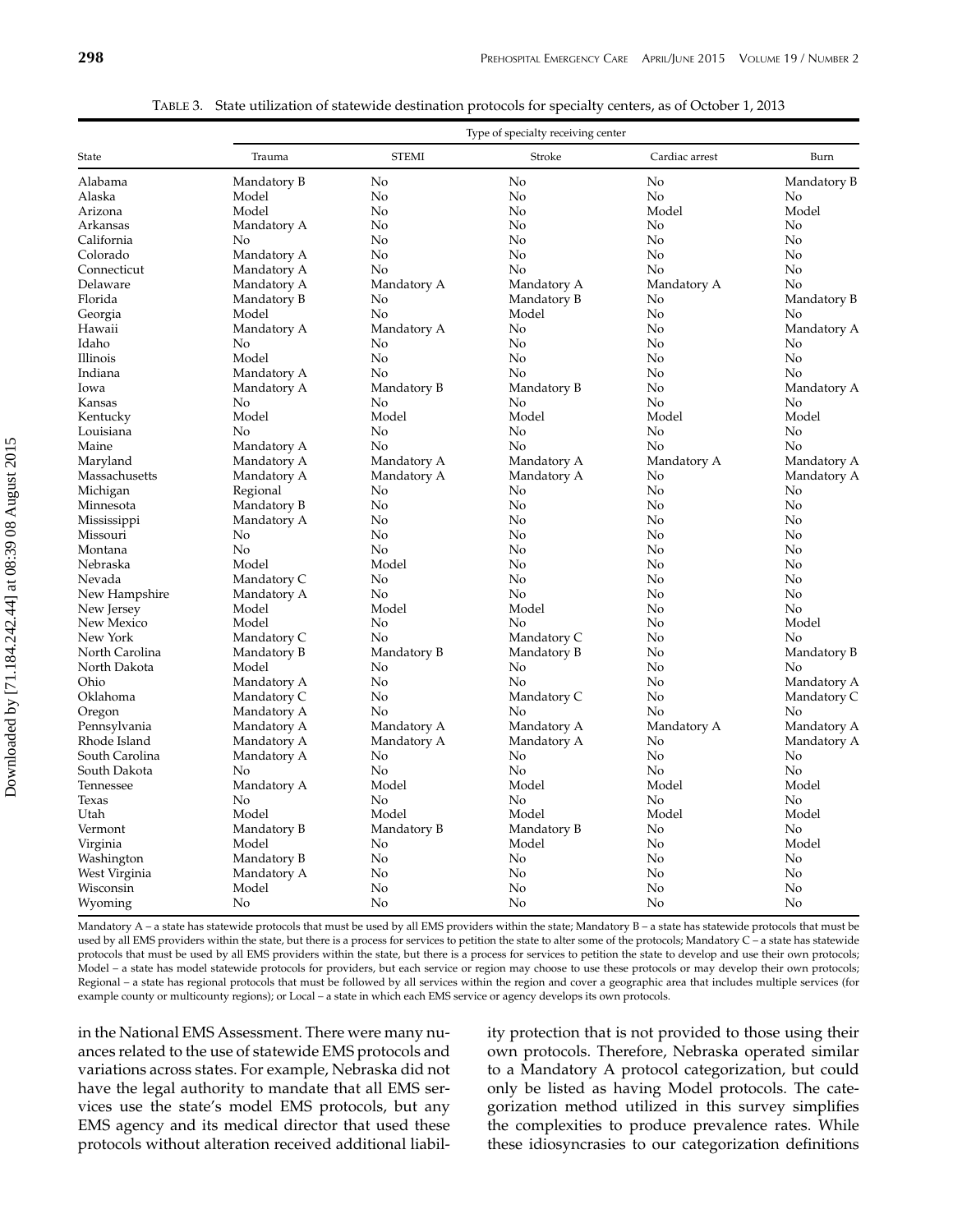TABLE 3. State utilization of statewide destination protocols for specialty centers, as of October 1, 2013

| State | Type of specialty receiving center | | | | |
|---|---|---|---|---|---|
| | Trauma | STEMI | Stroke | Cardiac arrest | Burn |
| Alabama | Mandatory B | No | No | No | Mandatory B |
| Alaska | Model | No | No | No | No |
| Arizona | Model | No | No | Model | Model |
| Arkansas | Mandatory A | No | No | No | No |
| California | No | No | No | No | No |
| Colorado | Mandatory A | No | No | No | No |
| Connecticut | Mandatory A | No | No | No | No |
| Delaware | Mandatory A | Mandatory A | Mandatory A | Mandatory A | No |
| Florida | Mandatory B | No | Mandatory B | No | Mandatory B |
| Georgia | Model | No | Model | No | No |
| Hawaii | Mandatory A | Mandatory A | No | No | Mandatory A |
| Idaho | No | No | No | No | No |
| Illinois | Model | No | No | No | No |
| Indiana | Mandatory A | No | No | No | No |
| Iowa | Mandatory A | Mandatory B | Mandatory B | No | Mandatory A |
| Kansas | No | No | No | No | No |
| Kentucky | Model | Model | Model | Model | Model |
| Louisiana | No | No | No | No | No |
| Maine | Mandatory A | No | No | No | No |
| Maryland | Mandatory A | Mandatory A | Mandatory A | Mandatory A | Mandatory A |
| Massachusetts | Mandatory A | Mandatory A | Mandatory A | No | Mandatory A |
| Michigan | Regional | No | No | No | No |
| Minnesota | Mandatory B | No | No | No | No |
| Mississippi | Mandatory A | No | No | No | No |
| Missouri | No | No | No | No | No |
| Montana | No | No | No | No | No |
| Nebraska | Model | Model | No | No | No |
| Nevada | Mandatory C | No | No | No | No |
| New Hampshire | Mandatory A | No | No | No | No |
| New Jersey | Model | Model | Model | No | No |
| New Mexico | Model | No | No | No | Model |
| New York | Mandatory C | No | Mandatory C | No | No |
| North Carolina | Mandatory B | Mandatory B | Mandatory B | No | Mandatory B |
| North Dakota | Model | No | No | No | No |
| Ohio | Mandatory A | No | No | No | Mandatory A |
| Oklahoma | Mandatory C | No | Mandatory C | No | Mandatory C |
| Oregon | Mandatory A | No | No | No | No |
| Pennsylvania | Mandatory A | Mandatory A | Mandatory A | Mandatory A | Mandatory A |
| Rhode Island | Mandatory A | Mandatory A | Mandatory A | No | Mandatory A |
| South Carolina | Mandatory A | No | No | No | No |
| South Dakota | No | No | No | No | No |
| Tennessee | Mandatory A | Model | Model | Model | Model |
| Texas | No | No | No | No | No |
| Utah | Model | Model | Model | Model | Model |
| Vermont | Mandatory B | Mandatory B | Mandatory B | No | No |
| Virginia | Model | No | Model | No | Model |
| Washington | Mandatory B | No | No | No | No |
| West Virginia | Mandatory A | No | No | No | No |
| Wisconsin | Model | No | No | No | No |
| Wyoming | No | No | No | No | No |

Mandatory A – a state has statewide protocols that must be used by all EMS providers within the state; Mandatory B – a state has statewide protocols that must be used by all EMS providers within the state, but there is a process for services to petition the state to alter some of the protocols; Mandatory C – a state has statewide protocols that must be used by all EMS providers within the state, but there is a process for services to petition the state to develop and use their own protocols; Model – a state has model statewide protocols for providers, but each service or region may choose to use these protocols or may develop their own protocols; Regional – a state has regional protocols that must be followed by all services within the region and cover a geographic area that includes multiple services (for example county or multicounty regions); or Local – a state in which each EMS service or agency develops its own protocols.

in the National EMS Assessment. There were many nuances related to the use of statewide EMS protocols and variations across states. For example, Nebraska did not have the legal authority to mandate that all EMS services use the state's model EMS protocols, but any EMS agency and its medical director that used these protocols without alteration received additional liability protection that is not provided to those using their own protocols. Therefore, Nebraska operated similar to a Mandatory A protocol categorization, but could only be listed as having Model protocols. The categorization method utilized in this survey simplifies the complexities to produce prevalence rates. While these idiosyncrasies to our categorization definitions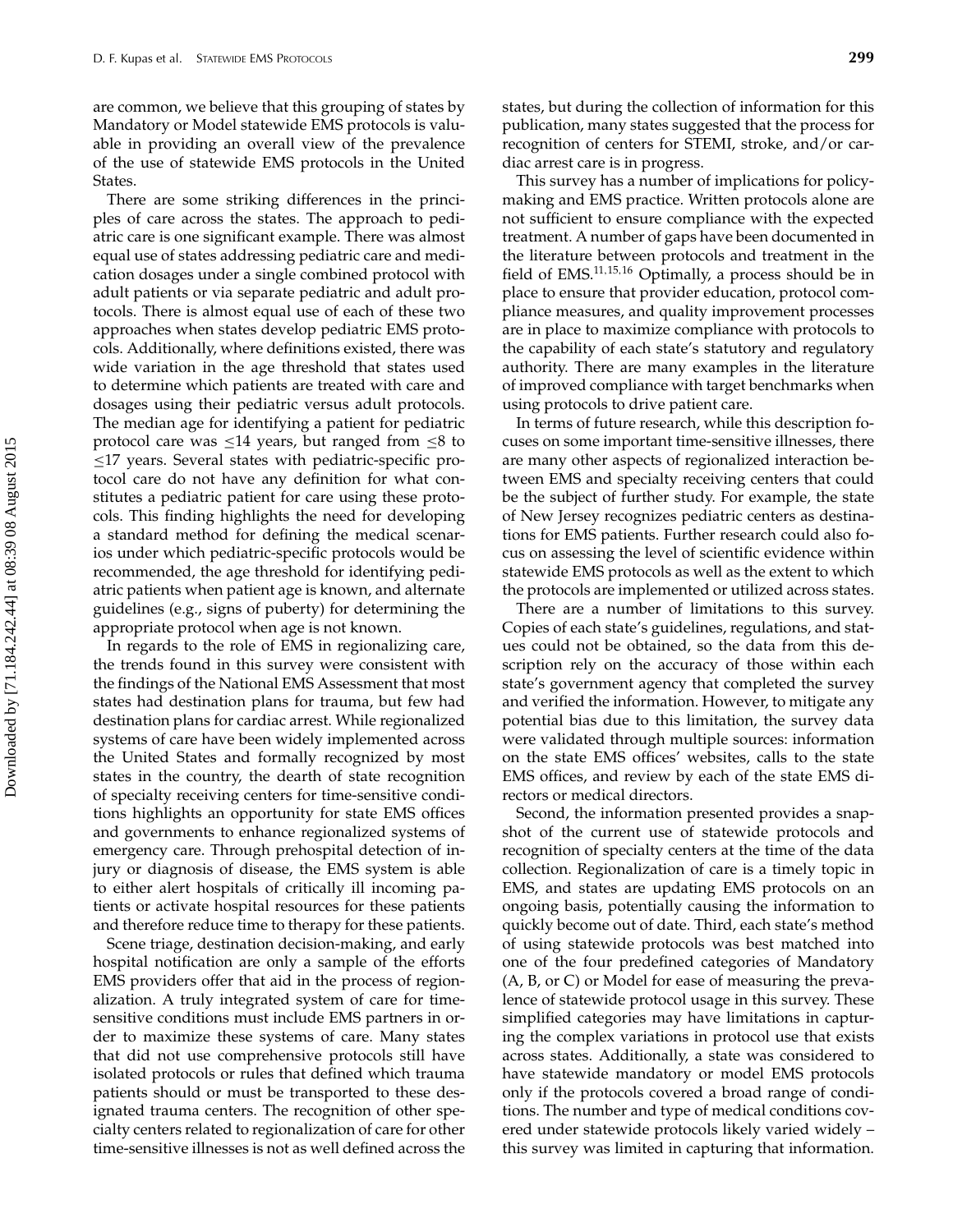are common, we believe that this grouping of states by Mandatory or Model statewide EMS protocols is valuable in providing an overall view of the prevalence of the use of statewide EMS protocols in the United States.

There are some striking differences in the principles of care across the states. The approach to pediatric care is one significant example. There was almost equal use of states addressing pediatric care and medication dosages under a single combined protocol with adult patients or via separate pediatric and adult protocols. There is almost equal use of each of these two approaches when states develop pediatric EMS protocols. Additionally, where definitions existed, there was wide variation in the age threshold that states used to determine which patients are treated with care and dosages using their pediatric versus adult protocols. The median age for identifying a patient for pediatric protocol care was ≤14 years, but ranged from ≤8 to ≤17 years. Several states with pediatric-specific protocol care do not have any definition for what constitutes a pediatric patient for care using these protocols. This finding highlights the need for developing a standard method for defining the medical scenarios under which pediatric-specific protocols would be recommended, the age threshold for identifying pediatric patients when patient age is known, and alternate guidelines (e.g., signs of puberty) for determining the appropriate protocol when age is not known.

In regards to the role of EMS in regionalizing care, the trends found in this survey were consistent with the findings of the National EMS Assessment that most states had destination plans for trauma, but few had destination plans for cardiac arrest. While regionalized systems of care have been widely implemented across the United States and formally recognized by most states in the country, the dearth of state recognition of specialty receiving centers for time-sensitive conditions highlights an opportunity for state EMS offices and governments to enhance regionalized systems of emergency care. Through prehospital detection of injury or diagnosis of disease, the EMS system is able to either alert hospitals of critically ill incoming patients or activate hospital resources for these patients and therefore reduce time to therapy for these patients.

Scene triage, destination decision-making, and early hospital notification are only a sample of the efforts EMS providers offer that aid in the process of regionalization. A truly integrated system of care for time-sensitive conditions must include EMS partners in order to maximize these systems of care. Many states that did not use comprehensive protocols still have isolated protocols or rules that defined which trauma patients should or must be transported to these designated trauma centers. The recognition of other specialty centers related to regionalization of care for other time-sensitive illnesses is not as well defined across the states, but during the collection of information for this publication, many states suggested that the process for recognition of centers for STEMI, stroke, and/or cardiac arrest care is in progress.

This survey has a number of implications for policymaking and EMS practice. Written protocols alone are not sufficient to ensure compliance with the expected treatment. A number of gaps have been documented in the literature between protocols and treatment in the field of EMS.[11,15,16] Optimally, a process should be in place to ensure that provider education, protocol compliance measures, and quality improvement processes are in place to maximize compliance with protocols to the capability of each state's statutory and regulatory authority. There are many examples in the literature of improved compliance with target benchmarks when using protocols to drive patient care.

In terms of future research, while this description focuses on some important time-sensitive illnesses, there are many other aspects of regionalized interaction between EMS and specialty receiving centers that could be the subject of further study. For example, the state of New Jersey recognizes pediatric centers as destinations for EMS patients. Further research could also focus on assessing the level of scientific evidence within statewide EMS protocols as well as the extent to which the protocols are implemented or utilized across states.

There are a number of limitations to this survey. Copies of each state's guidelines, regulations, and statues could not be obtained, so the data from this description rely on the accuracy of those within each state's government agency that completed the survey and verified the information. However, to mitigate any potential bias due to this limitation, the survey data were validated through multiple sources: information on the state EMS offices' websites, calls to the state EMS offices, and review by each of the state EMS directors or medical directors.

Second, the information presented provides a snapshot of the current use of statewide protocols and recognition of specialty centers at the time of the data collection. Regionalization of care is a timely topic in EMS, and states are updating EMS protocols on an ongoing basis, potentially causing the information to quickly become out of date. Third, each state's method of using statewide protocols was best matched into one of the four predefined categories of Mandatory (A, B, or C) or Model for ease of measuring the prevalence of statewide protocol usage in this survey. These simplified categories may have limitations in capturing the complex variations in protocol use that exists across states. Additionally, a state was considered to have statewide mandatory or model EMS protocols only if the protocols covered a broad range of conditions. The number and type of medical conditions covered under statewide protocols likely varied widely – this survey was limited in capturing that information.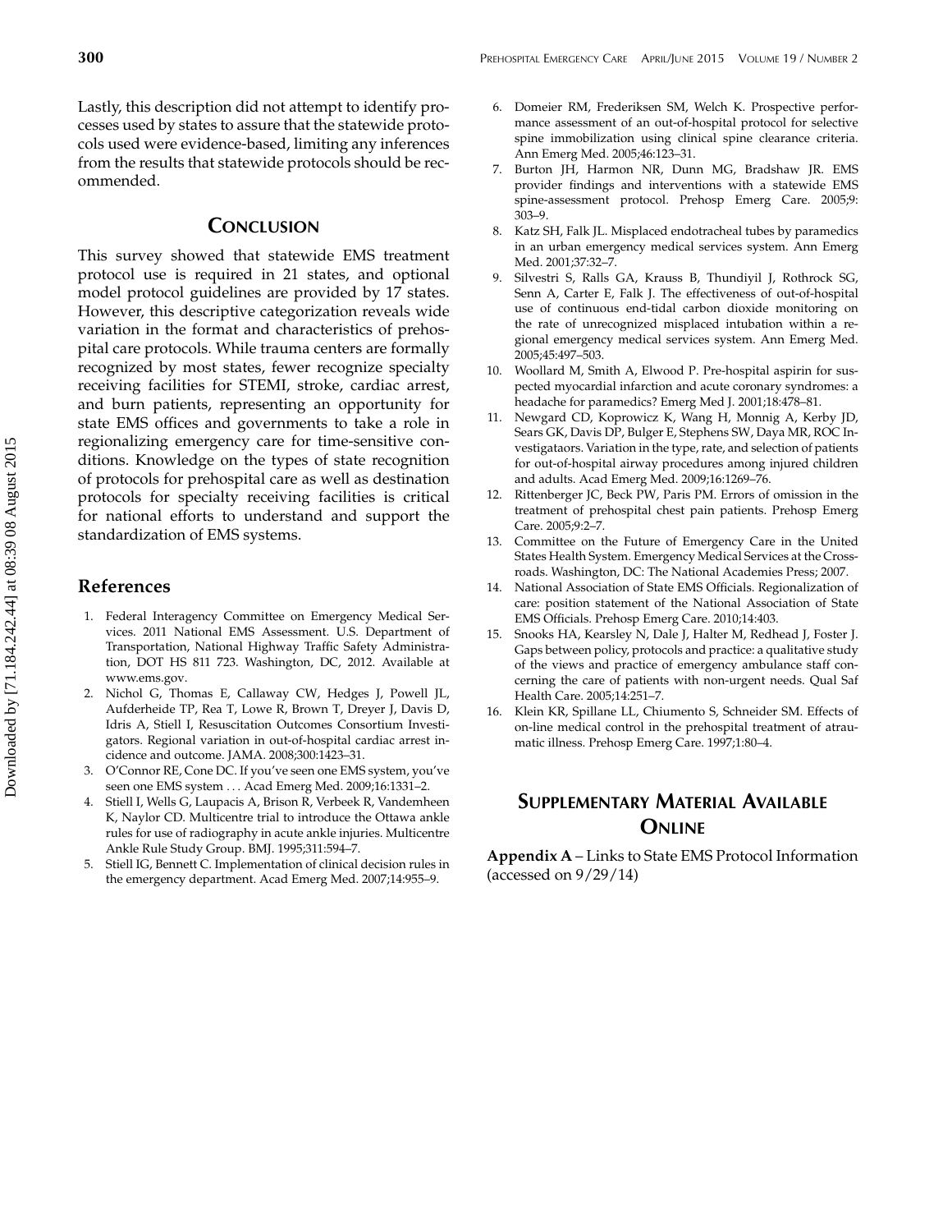Lastly, this description did not attempt to identify processes used by states to assure that the statewide protocols used were evidence-based, limiting any inferences from the results that statewide protocols should be recommended.

## Conclusion

This survey showed that statewide EMS treatment protocol use is required in 21 states, and optional model protocol guidelines are provided by 17 states. However, this descriptive categorization reveals wide variation in the format and characteristics of prehospital care protocols. While trauma centers are formally recognized by most states, fewer recognize specialty receiving facilities for STEMI, stroke, cardiac arrest, and burn patients, representing an opportunity for state EMS offices and governments to take a role in regionalizing emergency care for time-sensitive conditions. Knowledge on the types of state recognition of protocols for prehospital care as well as destination protocols for specialty receiving facilities is critical for national efforts to understand and support the standardization of EMS systems.

## References

1. Federal Interagency Committee on Emergency Medical Services. 2011 National EMS Assessment. U.S. Department of Transportation, National Highway Traffic Safety Administration, DOT HS 811 723. Washington, DC, 2012. Available at www.ems.gov.
2. Nichol G, Thomas E, Callaway CW, Hedges J, Powell JL, Aufderheide TP, Rea T, Lowe R, Brown T, Dreyer J, Davis D, Idris A, Stiell I, Resuscitation Outcomes Consortium Investigators. Regional variation in out-of-hospital cardiac arrest incidence and outcome. JAMA. 2008;300:1423–31.
3. O'Connor RE, Cone DC. If you've seen one EMS system, you've seen one EMS system . . . Acad Emerg Med. 2009;16:1331–2.
4. Stiell I, Wells G, Laupacis A, Brison R, Verbeek R, Vandemheen K, Naylor CD. Multicentre trial to introduce the Ottawa ankle rules for use of radiography in acute ankle injuries. Multicentre Ankle Rule Study Group. BMJ. 1995;311:594–7.
5. Stiell IG, Bennett C. Implementation of clinical decision rules in the emergency department. Acad Emerg Med. 2007;14:955–9.
6. Domeier RM, Frederiksen SM, Welch K. Prospective performance assessment of an out-of-hospital protocol for selective spine immobilization using clinical spine clearance criteria. Ann Emerg Med. 2005;46:123–31.
7. Burton JH, Harmon NR, Dunn MG, Bradshaw JR. EMS provider findings and interventions with a statewide EMS spine-assessment protocol. Prehosp Emerg Care. 2005;9: 303–9.
8. Katz SH, Falk JL. Misplaced endotracheal tubes by paramedics in an urban emergency medical services system. Ann Emerg Med. 2001;37:32–7.
9. Silvestri S, Ralls GA, Krauss B, Thundiyil J, Rothrock SG, Senn A, Carter E, Falk J. The effectiveness of out-of-hospital use of continuous end-tidal carbon dioxide monitoring on the rate of unrecognized misplaced intubation within a regional emergency medical services system. Ann Emerg Med. 2005;45:497–503.
10. Woollard M, Smith A, Elwood P. Pre-hospital aspirin for suspected myocardial infarction and acute coronary syndromes: a headache for paramedics? Emerg Med J. 2001;18:478–81.
11. Newgard CD, Koprowicz K, Wang H, Monnig A, Kerby JD, Sears GK, Davis DP, Bulger E, Stephens SW, Daya MR, ROC Investigataors. Variation in the type, rate, and selection of patients for out-of-hospital airway procedures among injured children and adults. Acad Emerg Med. 2009;16:1269–76.
12. Rittenberger JC, Beck PW, Paris PM. Errors of omission in the treatment of prehospital chest pain patients. Prehosp Emerg Care. 2005;9:2–7.
13. Committee on the Future of Emergency Care in the United States Health System. Emergency Medical Services at the Crossroads. Washington, DC: The National Academies Press; 2007.
14. National Association of State EMS Officials. Regionalization of care: position statement of the National Association of State EMS Officials. Prehosp Emerg Care. 2010;14:403.
15. Snooks HA, Kearsley N, Dale J, Halter M, Redhead J, Foster J. Gaps between policy, protocols and practice: a qualitative study of the views and practice of emergency ambulance staff concerning the care of patients with non-urgent needs. Qual Saf Health Care. 2005;14:251–7.
16. Klein KR, Spillane LL, Chiumento S, Schneider SM. Effects of on-line medical control in the prehospital treatment of atraumatic illness. Prehosp Emerg Care. 1997;1:80–4.

## Supplementary Material Available Online

**Appendix A** – Links to State EMS Protocol Information (accessed on 9/29/14)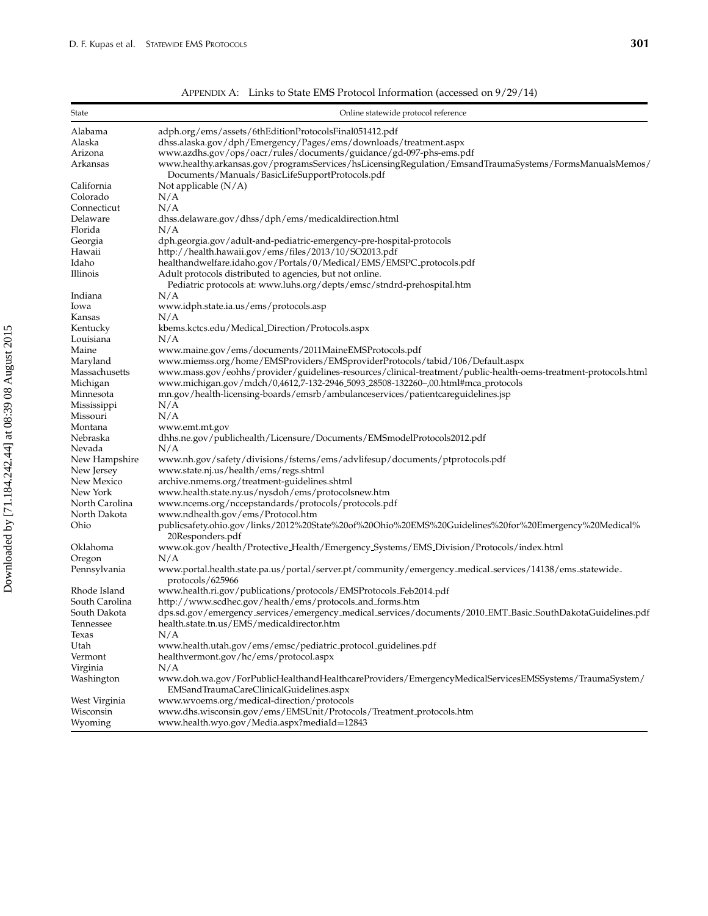APPENDIX A: Links to State EMS Protocol Information (accessed on 9/29/14)

| State | Online statewide protocol reference |
|---|---|
| Alabama | adph.org/ems/assets/6thEditionProtocolsFinal051412.pdf |
| Alaska | dhss.alaska.gov/dph/Emergency/Pages/ems/downloads/treatment.aspx |
| Arizona | www.azdhs.gov/ops/oacr/rules/documents/guidance/gd-097-phs-ems.pdf |
| Arkansas | www.healthy.arkansas.gov/programsServices/hsLicensingRegulation/EmsandTraumaSystems/FormsManualsMemos/Documents/Manuals/BasicLifeSupportProtocols.pdf |
| California | Not applicable (N/A) |
| Colorado | N/A |
| Connecticut | N/A |
| Delaware | dhss.delaware.gov/dhss/dph/ems/medicaldirection.html |
| Florida | N/A |
| Georgia | dph.georgia.gov/adult-and-pediatric-emergency-pre-hospital-protocols |
| Hawaii | http://health.hawaii.gov/ems/files/2013/10/SO2013.pdf |
| Idaho | healthandwelfare.idaho.gov/Portals/0/Medical/EMS/EMSPC_protocols.pdf |
| Illinois | Adult protocols distributed to agencies, but not online. Pediatric protocols at: www.luhs.org/depts/emsc/stndrd-prehospital.htm |
| Indiana | N/A |
| Iowa | www.idph.state.ia.us/ems/protocols.asp |
| Kansas | N/A |
| Kentucky | kbems.kctcs.edu/Medical_Direction/Protocols.aspx |
| Louisiana | N/A |
| Maine | www.maine.gov/ems/documents/2011MaineEMSProtocols.pdf |
| Maryland | www.miemss.org/home/EMSProviders/EMSproviderProtocols/tabid/106/Default.aspx |
| Massachusetts | www.mass.gov/eohhs/provider/guidelines-resources/clinical-treatment/public-health-oems-treatment-protocols.html |
| Michigan | www.michigan.gov/mdch/0,4612,7-132-2946_5093_28508-132260--,00.html#mca_protocols |
| Minnesota | mn.gov/health-licensing-boards/emsrb/ambulanceservices/patientcareguidelines.jsp |
| Mississippi | N/A |
| Missouri | N/A |
| Montana | www.emt.mt.gov |
| Nebraska | dhhs.ne.gov/publichealth/Licensure/Documents/EMSmodelProtocols2012.pdf |
| Nevada | N/A |
| New Hampshire | www.nh.gov/safety/divisions/fstems/ems/advlifesup/documents/ptprotocols.pdf |
| New Jersey | www.state.nj.us/health/ems/regs.shtml |
| New Mexico | archive.nmems.org/treatment-guidelines.shtml |
| New York | www.health.state.ny.us/nysdoh/ems/protocolsnew.htm |
| North Carolina | www.ncems.org/nccepstandards/protocols/protocols.pdf |
| North Dakota | www.ndhealth.gov/ems/Protocol.htm |
| Ohio | publicsafety.ohio.gov/links/2012%20State%20of%20Ohio%20EMS%20Guidelines%20for%20Emergency%20Medical%20Responders.pdf |
| Oklahoma | www.ok.gov/health/Protective_Health/Emergency_Systems/EMS_Division/Protocols/index.html |
| Oregon | N/A |
| Pennsylvania | www.portal.health.state.pa.us/portal/server.pt/community/emergency_medical_services/14138/ems_statewide_protocols/625966 |
| Rhode Island | www.health.ri.gov/publications/protocols/EMSProtocols_Feb2014.pdf |
| South Carolina | http://www.scdhec.gov/health/ems/protocols_and_forms.htm |
| South Dakota | dps.sd.gov/emergency_services/emergency_medical_services/documents/2010_EMT_Basic_SouthDakotaGuidelines.pdf |
| Tennessee | health.state.tn.us/EMS/medicaldirector.htm |
| Texas | N/A |
| Utah | www.health.utah.gov/ems/emsc/pediatric_protocol_guidelines.pdf |
| Vermont | healthvermont.gov/hc/ems/protocol.aspx |
| Virginia | N/A |
| Washington | www.doh.wa.gov/ForPublicHealthandHealthcareProviders/EmergencyMedicalServicesEMSSystems/TraumaSystem/EMSandTraumaCareClinicalGuidelines.aspx |
| West Virginia | www.wvoems.org/medical-direction/protocols |
| Wisconsin | www.dhs.wisconsin.gov/ems/EMSUnit/Protocols/Treatment_protocols.htm |
| Wyoming | www.health.wyo.gov/Media.aspx?mediaId=12843 |